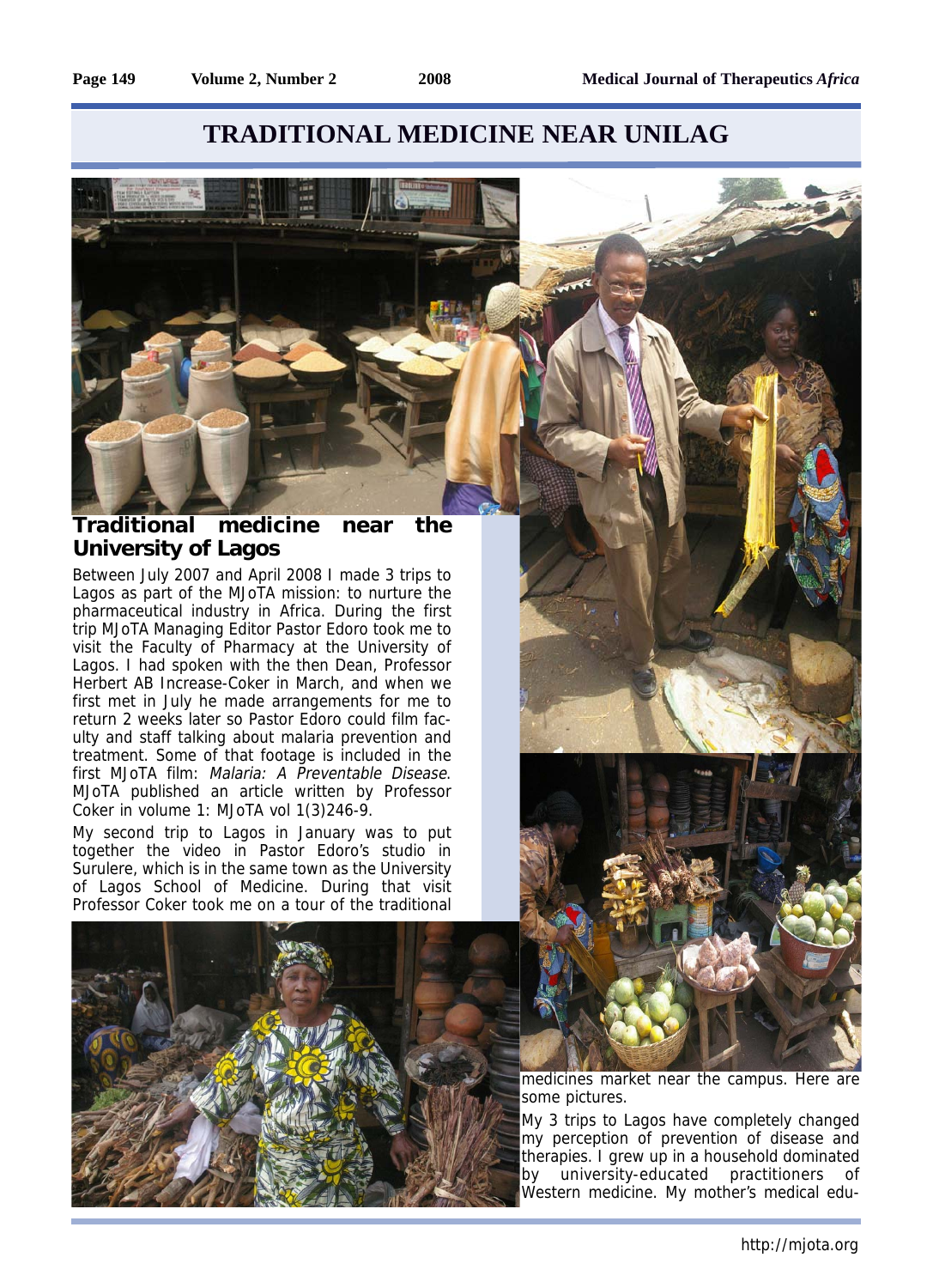# TRADITIONAL MEDICINE NEAR UNILAG

## Traditional medicine near the University of Lagos

Between July 2007 and April 2008 I made 3 trips to Lagos as part of the MJoTA mission: to nurture the pharmaceutical industry in Africa. During the first trip MJoTA Managing Editor Pastor Edoro took me to visit the Faculty of Pharmacy at the University of Lagos. I had spoken with the then Dean, Professor Herbert AB Increase-Coker in March, and when we first met in July he made arrangements for me to return 2 weeks later so Pastor Edoro could film faculty and staff talking about malaria prevention and treatment. Some of that footage is included in the first MJoTA film: *Malaria: A Preventable Disease*. MJoTA published an article written by Professor Coker in volume 1: MJoTA vol 1(3)246-9.

My second trip to Lagos in January was to put together the video in Pastor Edoro's studio in Surulere, which is in the same town as the University of Lagos School of Medicine. During that visit Professor Coker took me on a tour of the traditional medicines market near the campus. Here are some pictures.

My 3 trips to Lagos have completely changed my perception of prevention of disease and therapies. I grew up in a household dominated by university-educated practitioners of Western medicine. My mother's medical edu-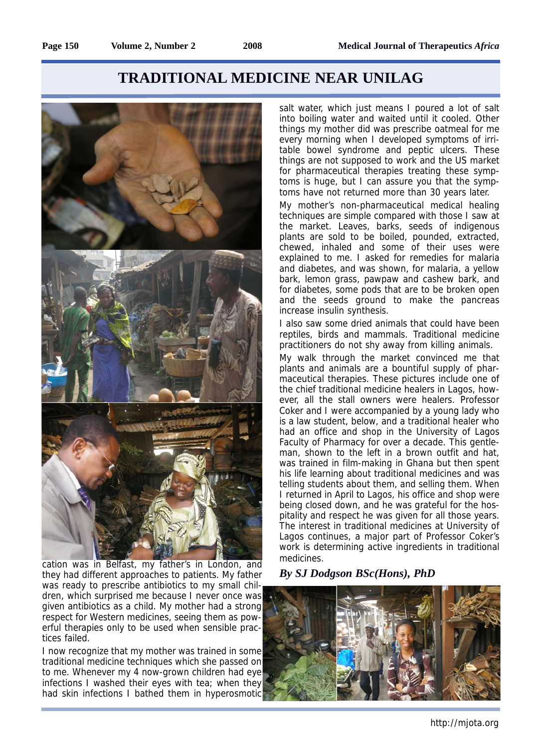# TRADITIONAL MEDICINE NEAR UNILAG

cation was in Belfast, my father's in London, and they had different approaches to patients. My father was ready to prescribe antibiotics to my small children, which surprised me because I never once was given antibiotics as a child. My mother had a strong respect for Western medicines, seeing them as powerful therapies only to be used when sensible practices failed.

I now recognize that my mother was trained in some traditional medicine techniques which she passed on to me. Whenever my 4 now-grown children had eye infections I washed their eyes with tea; when they had skin infections I bathed them in hyperosmotic salt water, which just means I poured a lot of salt into boiling water and waited until it cooled. Other things my mother did was prescribe oatmeal for me every morning when I developed symptoms of irritable bowel syndrome and peptic ulcers. These things are not supposed to work and the US market for pharmaceutical therapies treating these symptoms is huge, but I can assure you that the symptoms have not returned more than 30 years later.

My mother's non-pharmaceutical medical healing techniques are simple compared with those I saw at the market. Leaves, barks, seeds of indigenous plants are sold to be boiled, pounded, extracted, chewed, inhaled and some of their uses were explained to me. I asked for remedies for malaria and diabetes, and was shown, for malaria, a yellow bark, lemon grass, pawpaw and cashew bark, and for diabetes, some pods that are to be broken open and the seeds ground to make the pancreas increase insulin synthesis.

I also saw some dried animals that could have been reptiles, birds and mammals. Traditional medicine practitioners do not shy away from killing animals.

My walk through the market convinced me that plants and animals are a bountiful supply of pharmaceutical therapies. These pictures include one of the chief traditional medicine healers in Lagos, however, all the stall owners were healers. Professor Coker and I were accompanied by a young lady who is a law student, below, and a traditional healer who had an office and shop in the University of Lagos Faculty of Pharmacy for over a decade. This gentleman, shown to the left in a brown outfit and hat, was trained in film-making in Ghana but then spent his life learning about traditional medicines and was telling students about them, and selling them. When I returned in April to Lagos, his office and shop were being closed down, and he was grateful for the hospitality and respect he was given for all those years. The interest in traditional medicines at University of Lagos continues, a major part of Professor Coker's work is determining active ingredients in traditional medicines.

***By SJ Dodgson BSc(Hons), PhD***